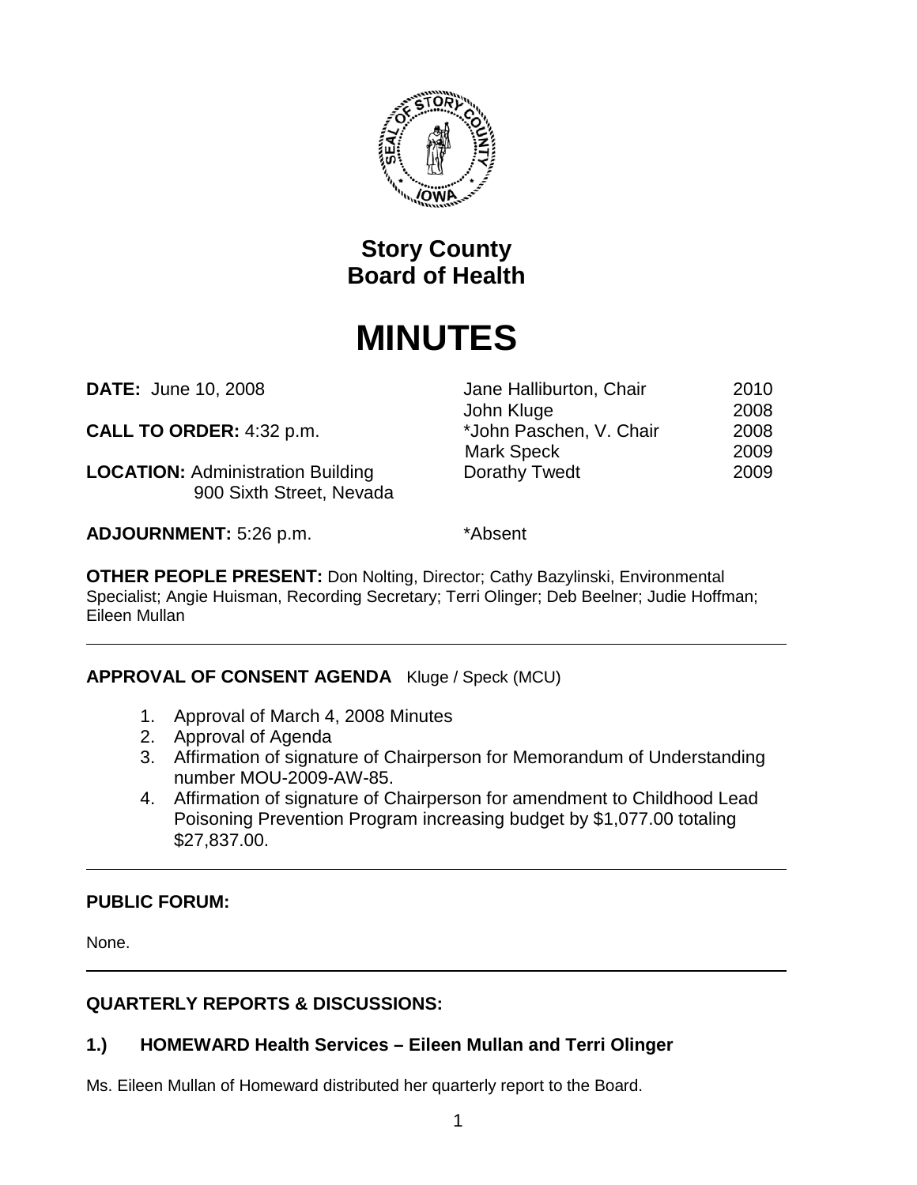# Story County
# Board of Health

# MINUTES

**DATE:** June 10, 2008

**CALL TO ORDER:** 4:32 p.m.

**LOCATION:** Administration Building
900 Sixth Street, Nevada

**ADJOURNMENT:** 5:26 p.m.

| | |
|---|---|
| Jane Halliburton, Chair | 2010 |
| John Kluge | 2008 |
| *John Paschen, V. Chair | 2008 |
| Mark Speck | 2009 |
| Dorathy Twedt | 2009 |

*Absent

**OTHER PEOPLE PRESENT:** Don Nolting, Director; Cathy Bazylinski, Environmental Specialist; Angie Huisman, Recording Secretary; Terri Olinger; Deb Beelner; Judie Hoffman; Eileen Mullan

---

**APPROVAL OF CONSENT AGENDA** Kluge / Speck (MCU)

1. Approval of March 4, 2008 Minutes
2. Approval of Agenda
3. Affirmation of signature of Chairperson for Memorandum of Understanding number MOU-2009-AW-85.
4. Affirmation of signature of Chairperson for amendment to Childhood Lead Poisoning Prevention Program increasing budget by $1,077.00 totaling $27,837.00.

---

**PUBLIC FORUM:**

None.

---

**QUARTERLY REPORTS & DISCUSSIONS:**

### 1.) HOMEWARD Health Services – Eileen Mullan and Terri Olinger

Ms. Eileen Mullan of Homeward distributed her quarterly report to the Board.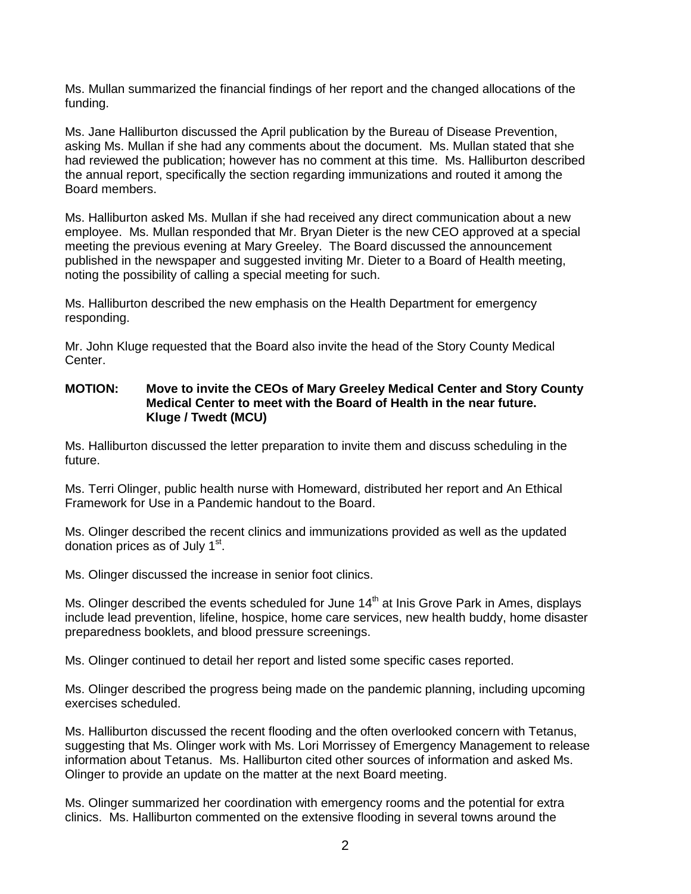Ms. Mullan summarized the financial findings of her report and the changed allocations of the funding.

Ms. Jane Halliburton discussed the April publication by the Bureau of Disease Prevention, asking Ms. Mullan if she had any comments about the document. Ms. Mullan stated that she had reviewed the publication; however has no comment at this time. Ms. Halliburton described the annual report, specifically the section regarding immunizations and routed it among the Board members.

Ms. Halliburton asked Ms. Mullan if she had received any direct communication about a new employee. Ms. Mullan responded that Mr. Bryan Dieter is the new CEO approved at a special meeting the previous evening at Mary Greeley. The Board discussed the announcement published in the newspaper and suggested inviting Mr. Dieter to a Board of Health meeting, noting the possibility of calling a special meeting for such.

Ms. Halliburton described the new emphasis on the Health Department for emergency responding.

Mr. John Kluge requested that the Board also invite the head of the Story County Medical Center.

**MOTION: Move to invite the CEOs of Mary Greeley Medical Center and Story County Medical Center to meet with the Board of Health in the near future. Kluge / Twedt (MCU)**

Ms. Halliburton discussed the letter preparation to invite them and discuss scheduling in the future.

Ms. Terri Olinger, public health nurse with Homeward, distributed her report and An Ethical Framework for Use in a Pandemic handout to the Board.

Ms. Olinger described the recent clinics and immunizations provided as well as the updated donation prices as of July 1st.

Ms. Olinger discussed the increase in senior foot clinics.

Ms. Olinger described the events scheduled for June 14th at Inis Grove Park in Ames, displays include lead prevention, lifeline, hospice, home care services, new health buddy, home disaster preparedness booklets, and blood pressure screenings.

Ms. Olinger continued to detail her report and listed some specific cases reported.

Ms. Olinger described the progress being made on the pandemic planning, including upcoming exercises scheduled.

Ms. Halliburton discussed the recent flooding and the often overlooked concern with Tetanus, suggesting that Ms. Olinger work with Ms. Lori Morrissey of Emergency Management to release information about Tetanus. Ms. Halliburton cited other sources of information and asked Ms. Olinger to provide an update on the matter at the next Board meeting.

Ms. Olinger summarized her coordination with emergency rooms and the potential for extra clinics. Ms. Halliburton commented on the extensive flooding in several towns around the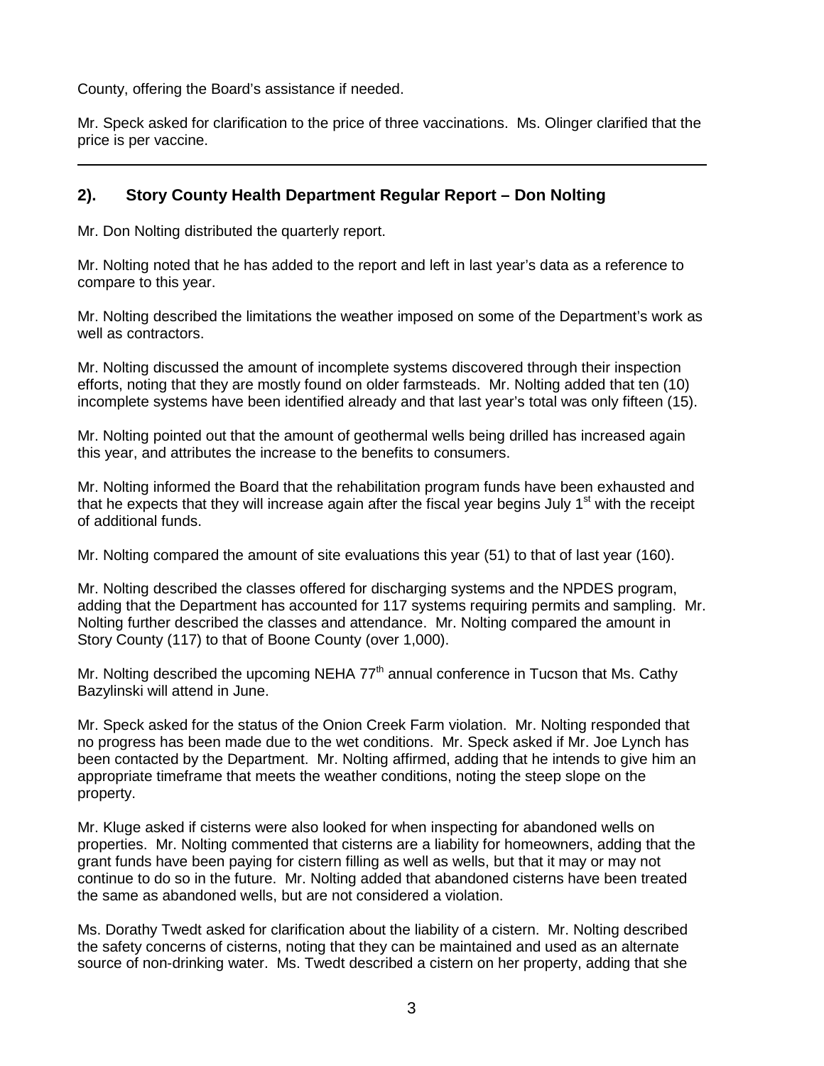County, offering the Board's assistance if needed.

Mr. Speck asked for clarification to the price of three vaccinations. Ms. Olinger clarified that the price is per vaccine.

---

## 2). Story County Health Department Regular Report – Don Nolting

Mr. Don Nolting distributed the quarterly report.

Mr. Nolting noted that he has added to the report and left in last year's data as a reference to compare to this year.

Mr. Nolting described the limitations the weather imposed on some of the Department's work as well as contractors.

Mr. Nolting discussed the amount of incomplete systems discovered through their inspection efforts, noting that they are mostly found on older farmsteads. Mr. Nolting added that ten (10) incomplete systems have been identified already and that last year's total was only fifteen (15).

Mr. Nolting pointed out that the amount of geothermal wells being drilled has increased again this year, and attributes the increase to the benefits to consumers.

Mr. Nolting informed the Board that the rehabilitation program funds have been exhausted and that he expects that they will increase again after the fiscal year begins July 1st with the receipt of additional funds.

Mr. Nolting compared the amount of site evaluations this year (51) to that of last year (160).

Mr. Nolting described the classes offered for discharging systems and the NPDES program, adding that the Department has accounted for 117 systems requiring permits and sampling. Mr. Nolting further described the classes and attendance. Mr. Nolting compared the amount in Story County (117) to that of Boone County (over 1,000).

Mr. Nolting described the upcoming NEHA 77th annual conference in Tucson that Ms. Cathy Bazylinski will attend in June.

Mr. Speck asked for the status of the Onion Creek Farm violation. Mr. Nolting responded that no progress has been made due to the wet conditions. Mr. Speck asked if Mr. Joe Lynch has been contacted by the Department. Mr. Nolting affirmed, adding that he intends to give him an appropriate timeframe that meets the weather conditions, noting the steep slope on the property.

Mr. Kluge asked if cisterns were also looked for when inspecting for abandoned wells on properties. Mr. Nolting commented that cisterns are a liability for homeowners, adding that the grant funds have been paying for cistern filling as well as wells, but that it may or may not continue to do so in the future. Mr. Nolting added that abandoned cisterns have been treated the same as abandoned wells, but are not considered a violation.

Ms. Dorathy Twedt asked for clarification about the liability of a cistern. Mr. Nolting described the safety concerns of cisterns, noting that they can be maintained and used as an alternate source of non-drinking water. Ms. Twedt described a cistern on her property, adding that she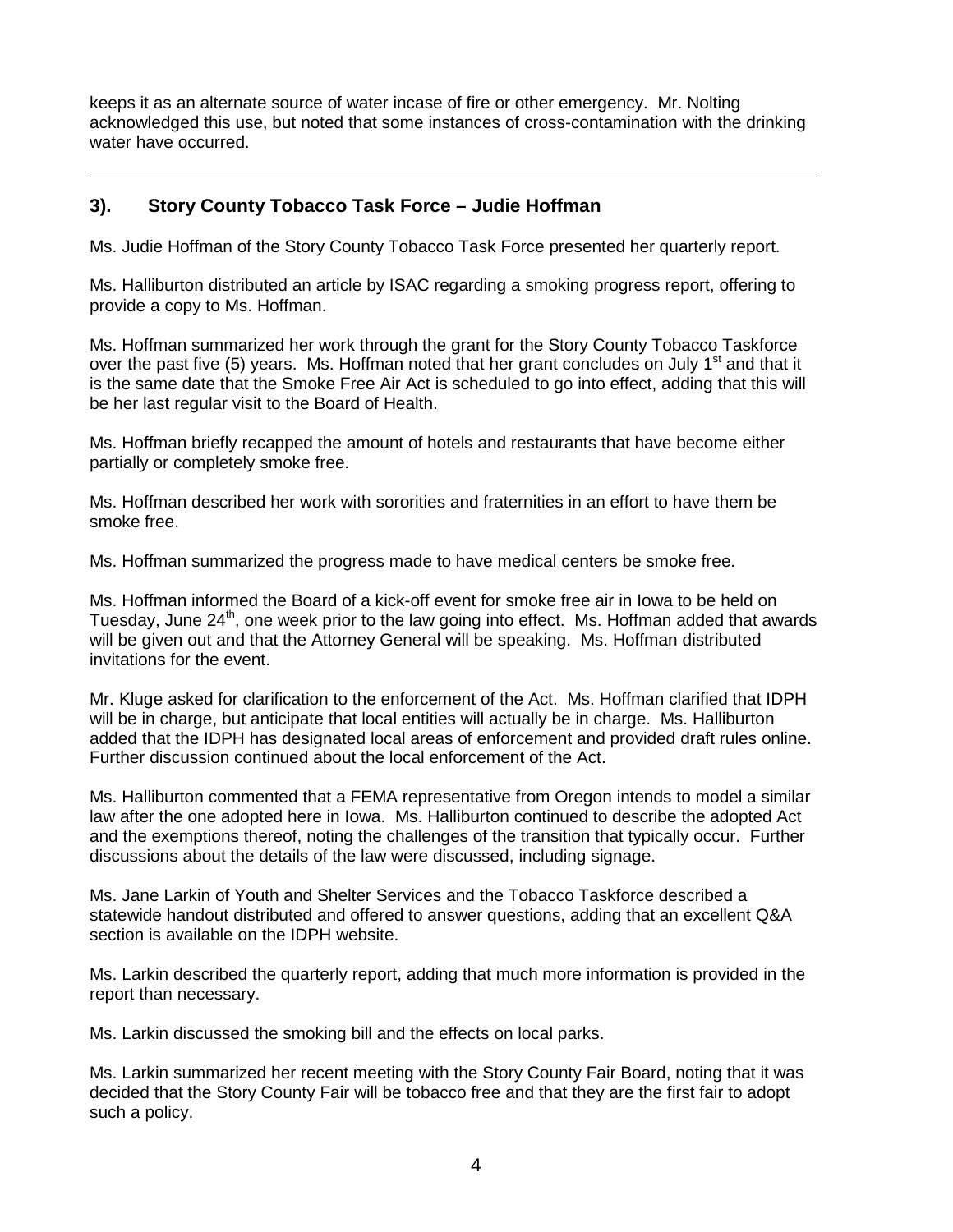keeps it as an alternate source of water incase of fire or other emergency. Mr. Nolting acknowledged this use, but noted that some instances of cross-contamination with the drinking water have occurred.

---

## 3). Story County Tobacco Task Force – Judie Hoffman

Ms. Judie Hoffman of the Story County Tobacco Task Force presented her quarterly report.

Ms. Halliburton distributed an article by ISAC regarding a smoking progress report, offering to provide a copy to Ms. Hoffman.

Ms. Hoffman summarized her work through the grant for the Story County Tobacco Taskforce over the past five (5) years. Ms. Hoffman noted that her grant concludes on July 1st and that it is the same date that the Smoke Free Air Act is scheduled to go into effect, adding that this will be her last regular visit to the Board of Health.

Ms. Hoffman briefly recapped the amount of hotels and restaurants that have become either partially or completely smoke free.

Ms. Hoffman described her work with sororities and fraternities in an effort to have them be smoke free.

Ms. Hoffman summarized the progress made to have medical centers be smoke free.

Ms. Hoffman informed the Board of a kick-off event for smoke free air in Iowa to be held on Tuesday, June 24th, one week prior to the law going into effect. Ms. Hoffman added that awards will be given out and that the Attorney General will be speaking. Ms. Hoffman distributed invitations for the event.

Mr. Kluge asked for clarification to the enforcement of the Act. Ms. Hoffman clarified that IDPH will be in charge, but anticipate that local entities will actually be in charge. Ms. Halliburton added that the IDPH has designated local areas of enforcement and provided draft rules online. Further discussion continued about the local enforcement of the Act.

Ms. Halliburton commented that a FEMA representative from Oregon intends to model a similar law after the one adopted here in Iowa. Ms. Halliburton continued to describe the adopted Act and the exemptions thereof, noting the challenges of the transition that typically occur. Further discussions about the details of the law were discussed, including signage.

Ms. Jane Larkin of Youth and Shelter Services and the Tobacco Taskforce described a statewide handout distributed and offered to answer questions, adding that an excellent Q&A section is available on the IDPH website.

Ms. Larkin described the quarterly report, adding that much more information is provided in the report than necessary.

Ms. Larkin discussed the smoking bill and the effects on local parks.

Ms. Larkin summarized her recent meeting with the Story County Fair Board, noting that it was decided that the Story County Fair will be tobacco free and that they are the first fair to adopt such a policy.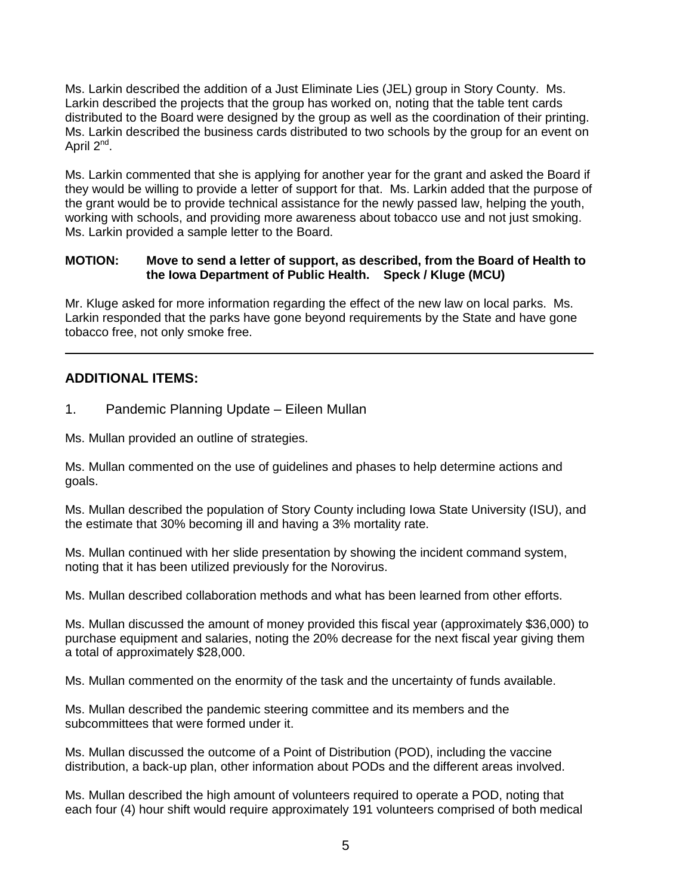Ms. Larkin described the addition of a Just Eliminate Lies (JEL) group in Story County. Ms. Larkin described the projects that the group has worked on, noting that the table tent cards distributed to the Board were designed by the group as well as the coordination of their printing. Ms. Larkin described the business cards distributed to two schools by the group for an event on April 2nd.

Ms. Larkin commented that she is applying for another year for the grant and asked the Board if they would be willing to provide a letter of support for that. Ms. Larkin added that the purpose of the grant would be to provide technical assistance for the newly passed law, helping the youth, working with schools, and providing more awareness about tobacco use and not just smoking. Ms. Larkin provided a sample letter to the Board.

**MOTION: Move to send a letter of support, as described, from the Board of Health to the Iowa Department of Public Health. Speck / Kluge (MCU)**

Mr. Kluge asked for more information regarding the effect of the new law on local parks. Ms. Larkin responded that the parks have gone beyond requirements by the State and have gone tobacco free, not only smoke free.

---

## ADDITIONAL ITEMS:

1. Pandemic Planning Update – Eileen Mullan

Ms. Mullan provided an outline of strategies.

Ms. Mullan commented on the use of guidelines and phases to help determine actions and goals.

Ms. Mullan described the population of Story County including Iowa State University (ISU), and the estimate that 30% becoming ill and having a 3% mortality rate.

Ms. Mullan continued with her slide presentation by showing the incident command system, noting that it has been utilized previously for the Norovirus.

Ms. Mullan described collaboration methods and what has been learned from other efforts.

Ms. Mullan discussed the amount of money provided this fiscal year (approximately $36,000) to purchase equipment and salaries, noting the 20% decrease for the next fiscal year giving them a total of approximately $28,000.

Ms. Mullan commented on the enormity of the task and the uncertainty of funds available.

Ms. Mullan described the pandemic steering committee and its members and the subcommittees that were formed under it.

Ms. Mullan discussed the outcome of a Point of Distribution (POD), including the vaccine distribution, a back-up plan, other information about PODs and the different areas involved.

Ms. Mullan described the high amount of volunteers required to operate a POD, noting that each four (4) hour shift would require approximately 191 volunteers comprised of both medical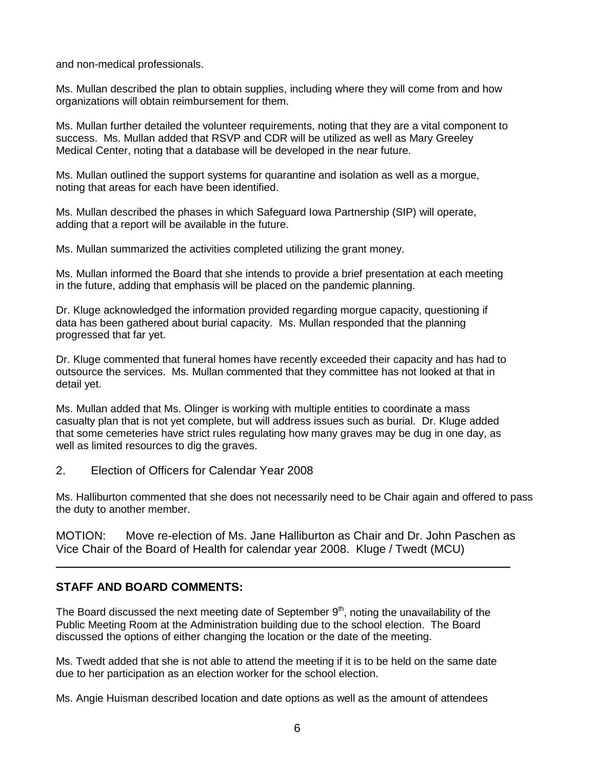and non-medical professionals.

Ms. Mullan described the plan to obtain supplies, including where they will come from and how organizations will obtain reimbursement for them.

Ms. Mullan further detailed the volunteer requirements, noting that they are a vital component to success. Ms. Mullan added that RSVP and CDR will be utilized as well as Mary Greeley Medical Center, noting that a database will be developed in the near future.

Ms. Mullan outlined the support systems for quarantine and isolation as well as a morgue, noting that areas for each have been identified.

Ms. Mullan described the phases in which Safeguard Iowa Partnership (SIP) will operate, adding that a report will be available in the future.

Ms. Mullan summarized the activities completed utilizing the grant money.

Ms. Mullan informed the Board that she intends to provide a brief presentation at each meeting in the future, adding that emphasis will be placed on the pandemic planning.

Dr. Kluge acknowledged the information provided regarding morgue capacity, questioning if data has been gathered about burial capacity. Ms. Mullan responded that the planning progressed that far yet.

Dr. Kluge commented that funeral homes have recently exceeded their capacity and has had to outsource the services. Ms. Mullan commented that they committee has not looked at that in detail yet.

Ms. Mullan added that Ms. Olinger is working with multiple entities to coordinate a mass casualty plan that is not yet complete, but will address issues such as burial. Dr. Kluge added that some cemeteries have strict rules regulating how many graves may be dug in one day, as well as limited resources to dig the graves.

2. Election of Officers for Calendar Year 2008

Ms. Halliburton commented that she does not necessarily need to be Chair again and offered to pass the duty to another member.

MOTION: Move re-election of Ms. Jane Halliburton as Chair and Dr. John Paschen as Vice Chair of the Board of Health for calendar year 2008. Kluge / Twedt (MCU)

---

## STAFF AND BOARD COMMENTS:

The Board discussed the next meeting date of September 9th, noting the unavailability of the Public Meeting Room at the Administration building due to the school election. The Board discussed the options of either changing the location or the date of the meeting.

Ms. Twedt added that she is not able to attend the meeting if it is to be held on the same date due to her participation as an election worker for the school election.

Ms. Angie Huisman described location and date options as well as the amount of attendees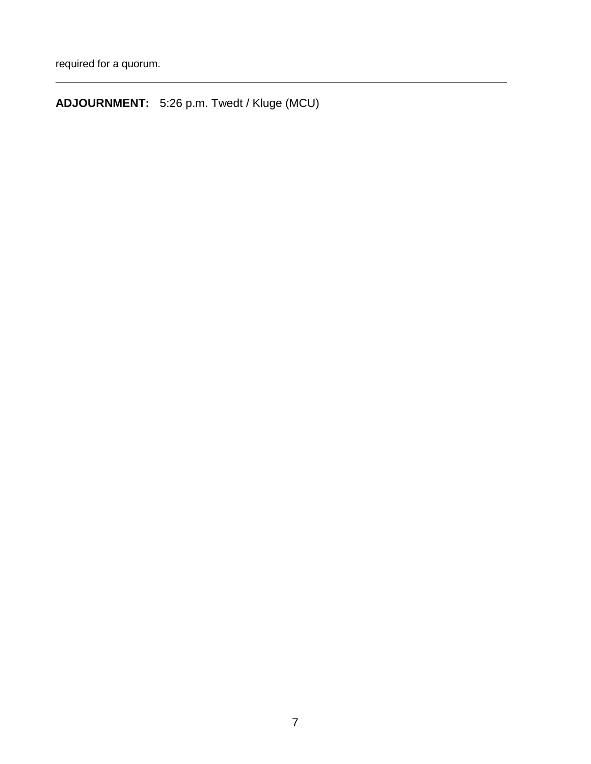required for a quorum.

---

**ADJOURNMENT:** 5:26 p.m. Twedt / Kluge (MCU)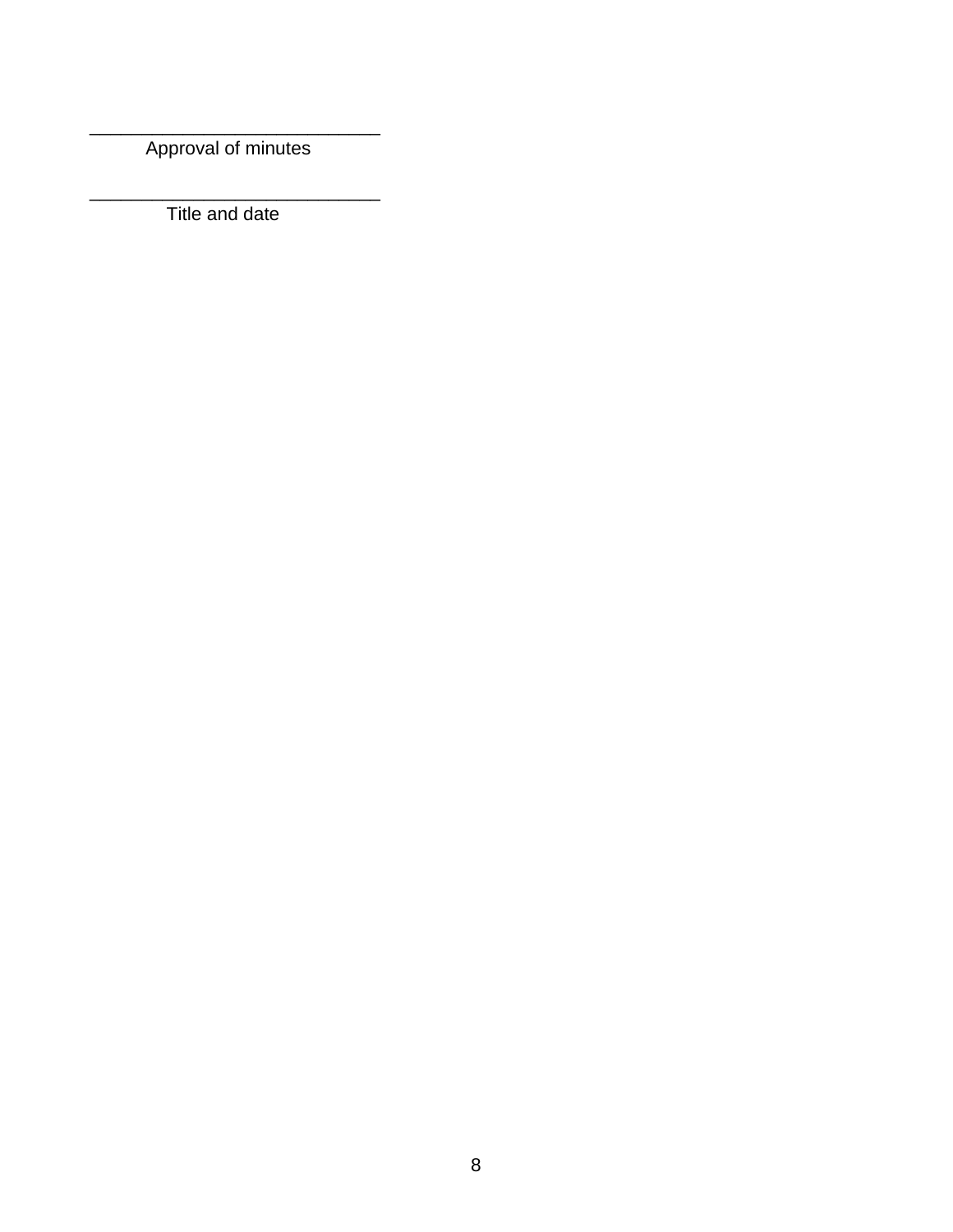______________________________

Approval of minutes

______________________________

Title and date